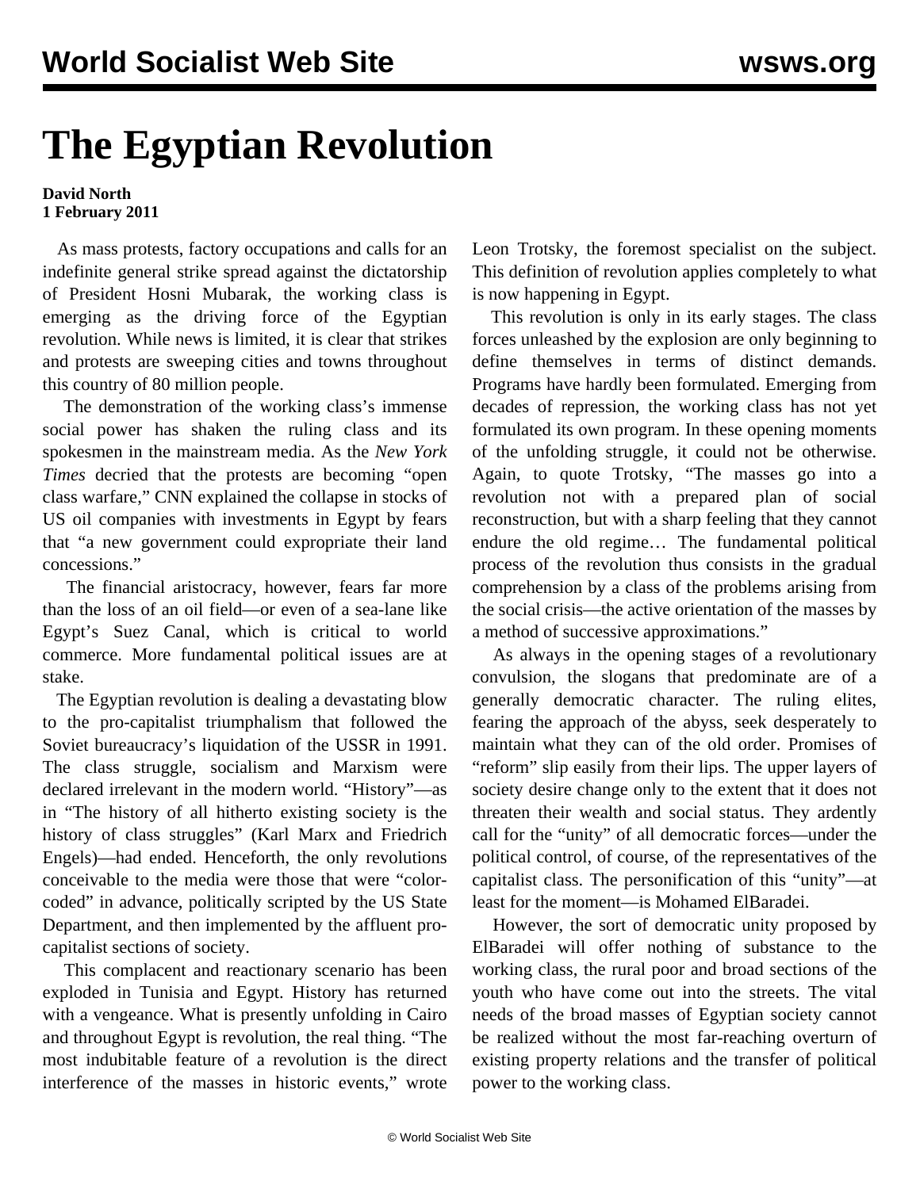# The Egyptian Revolution

**David North**
**1 February 2011**

As mass protests, factory occupations and calls for an indefinite general strike spread against the dictatorship of President Hosni Mubarak, the working class is emerging as the driving force of the Egyptian revolution. While news is limited, it is clear that strikes and protests are sweeping cities and towns throughout this country of 80 million people.

The demonstration of the working class's immense social power has shaken the ruling class and its spokesmen in the mainstream media. As the *New York Times* decried that the protests are becoming "open class warfare," CNN explained the collapse in stocks of US oil companies with investments in Egypt by fears that "a new government could expropriate their land concessions."

The financial aristocracy, however, fears far more than the loss of an oil field—or even of a sea-lane like Egypt's Suez Canal, which is critical to world commerce. More fundamental political issues are at stake.

The Egyptian revolution is dealing a devastating blow to the pro-capitalist triumphalism that followed the Soviet bureaucracy's liquidation of the USSR in 1991. The class struggle, socialism and Marxism were declared irrelevant in the modern world. "History"—as in "The history of all hitherto existing society is the history of class struggles" (Karl Marx and Friedrich Engels)—had ended. Henceforth, the only revolutions conceivable to the media were those that were "color-coded" in advance, politically scripted by the US State Department, and then implemented by the affluent pro-capitalist sections of society.

This complacent and reactionary scenario has been exploded in Tunisia and Egypt. History has returned with a vengeance. What is presently unfolding in Cairo and throughout Egypt is revolution, the real thing. "The most indubitable feature of a revolution is the direct interference of the masses in historic events," wrote Leon Trotsky, the foremost specialist on the subject. This definition of revolution applies completely to what is now happening in Egypt.

This revolution is only in its early stages. The class forces unleashed by the explosion are only beginning to define themselves in terms of distinct demands. Programs have hardly been formulated. Emerging from decades of repression, the working class has not yet formulated its own program. In these opening moments of the unfolding struggle, it could not be otherwise. Again, to quote Trotsky, "The masses go into a revolution not with a prepared plan of social reconstruction, but with a sharp feeling that they cannot endure the old regime… The fundamental political process of the revolution thus consists in the gradual comprehension by a class of the problems arising from the social crisis—the active orientation of the masses by a method of successive approximations."

As always in the opening stages of a revolutionary convulsion, the slogans that predominate are of a generally democratic character. The ruling elites, fearing the approach of the abyss, seek desperately to maintain what they can of the old order. Promises of "reform" slip easily from their lips. The upper layers of society desire change only to the extent that it does not threaten their wealth and social status. They ardently call for the "unity" of all democratic forces—under the political control, of course, of the representatives of the capitalist class. The personification of this "unity"—at least for the moment—is Mohamed ElBaradei.

However, the sort of democratic unity proposed by ElBaradei will offer nothing of substance to the working class, the rural poor and broad sections of the youth who have come out into the streets. The vital needs of the broad masses of Egyptian society cannot be realized without the most far-reaching overturn of existing property relations and the transfer of political power to the working class.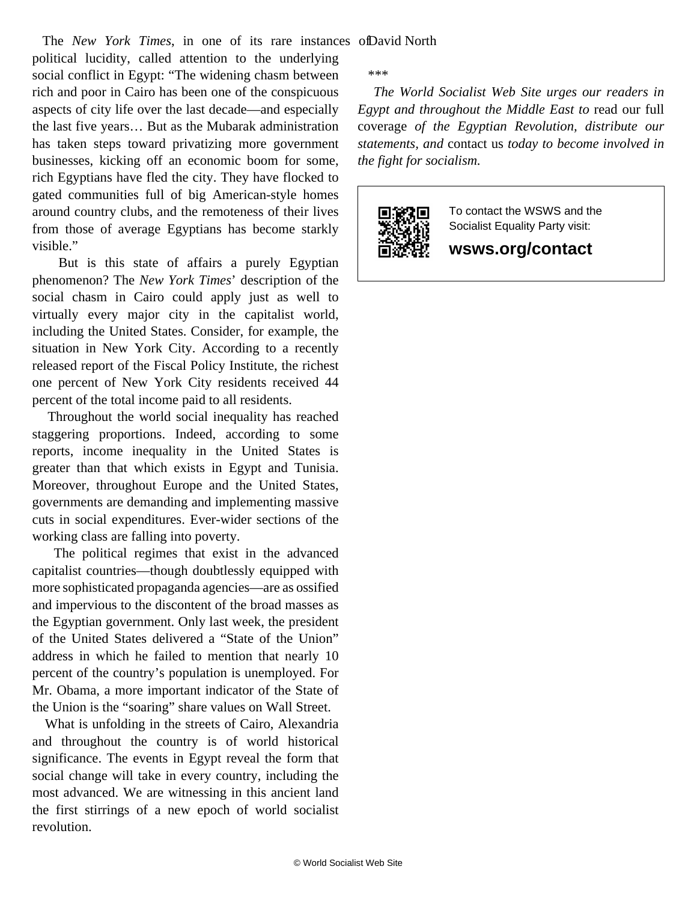The *New York Times*, in one of its rare instances of political lucidity, called attention to the underlying social conflict in Egypt: "The widening chasm between rich and poor in Cairo has been one of the conspicuous aspects of city life over the last decade—and especially the last five years… But as the Mubarak administration has taken steps toward privatizing more government businesses, kicking off an economic boom for some, rich Egyptians have fled the city. They have flocked to gated communities full of big American-style homes around country clubs, and the remoteness of their lives from those of average Egyptians has become starkly visible."

But is this state of affairs a purely Egyptian phenomenon? The *New York Times*' description of the social chasm in Cairo could apply just as well to virtually every major city in the capitalist world, including the United States. Consider, for example, the situation in New York City. According to a recently released report of the Fiscal Policy Institute, the richest one percent of New York City residents received 44 percent of the total income paid to all residents.

Throughout the world social inequality has reached staggering proportions. Indeed, according to some reports, income inequality in the United States is greater than that which exists in Egypt and Tunisia. Moreover, throughout Europe and the United States, governments are demanding and implementing massive cuts in social expenditures. Ever-wider sections of the working class are falling into poverty.

The political regimes that exist in the advanced capitalist countries—though doubtlessly equipped with more sophisticated propaganda agencies—are as ossified and impervious to the discontent of the broad masses as the Egyptian government. Only last week, the president of the United States delivered a "State of the Union" address in which he failed to mention that nearly 10 percent of the country's population is unemployed. For Mr. Obama, a more important indicator of the State of the Union is the "soaring" share values on Wall Street.

What is unfolding in the streets of Cairo, Alexandria and throughout the country is of world historical significance. The events in Egypt reveal the form that social change will take in every country, including the most advanced. We are witnessing in this ancient land the first stirrings of a new epoch of world socialist revolution.

David North

\*\*\*

*The World Socialist Web Site urges our readers in Egypt and throughout the Middle East to* read our full coverage *of the Egyptian Revolution, distribute our statements, and* contact us *today to become involved in the fight for socialism.*

To contact the WSWS and the Socialist Equality Party visit:

**wsws.org/contact**